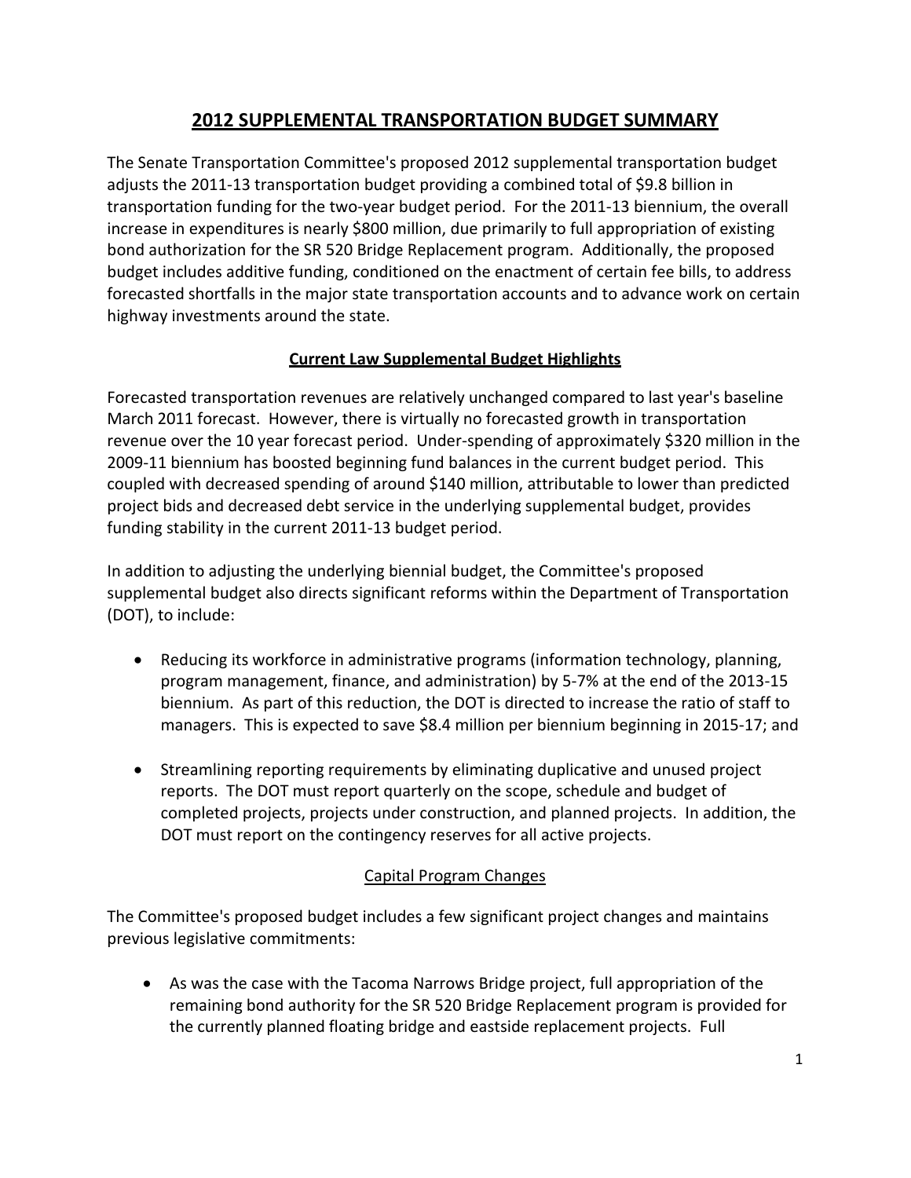# 2012 SUPPLEMENTAL TRANSPORTATION BUDGET SUMMARY

The Senate Transportation Committee's proposed 2012 supplemental transportation budget adjusts the 2011-13 transportation budget providing a combined total of $9.8 billion in transportation funding for the two-year budget period. For the 2011-13 biennium, the overall increase in expenditures is nearly $800 million, due primarily to full appropriation of existing bond authorization for the SR 520 Bridge Replacement program. Additionally, the proposed budget includes additive funding, conditioned on the enactment of certain fee bills, to address forecasted shortfalls in the major state transportation accounts and to advance work on certain highway investments around the state.

## Current Law Supplemental Budget Highlights

Forecasted transportation revenues are relatively unchanged compared to last year's baseline March 2011 forecast. However, there is virtually no forecasted growth in transportation revenue over the 10 year forecast period. Under-spending of approximately $320 million in the 2009-11 biennium has boosted beginning fund balances in the current budget period. This coupled with decreased spending of around $140 million, attributable to lower than predicted project bids and decreased debt service in the underlying supplemental budget, provides funding stability in the current 2011-13 budget period.

In addition to adjusting the underlying biennial budget, the Committee's proposed supplemental budget also directs significant reforms within the Department of Transportation (DOT), to include:

- Reducing its workforce in administrative programs (information technology, planning, program management, finance, and administration) by 5-7% at the end of the 2013-15 biennium. As part of this reduction, the DOT is directed to increase the ratio of staff to managers. This is expected to save $8.4 million per biennium beginning in 2015-17; and
- Streamlining reporting requirements by eliminating duplicative and unused project reports. The DOT must report quarterly on the scope, schedule and budget of completed projects, projects under construction, and planned projects. In addition, the DOT must report on the contingency reserves for all active projects.

### Capital Program Changes

The Committee's proposed budget includes a few significant project changes and maintains previous legislative commitments:

- As was the case with the Tacoma Narrows Bridge project, full appropriation of the remaining bond authority for the SR 520 Bridge Replacement program is provided for the currently planned floating bridge and eastside replacement projects. Full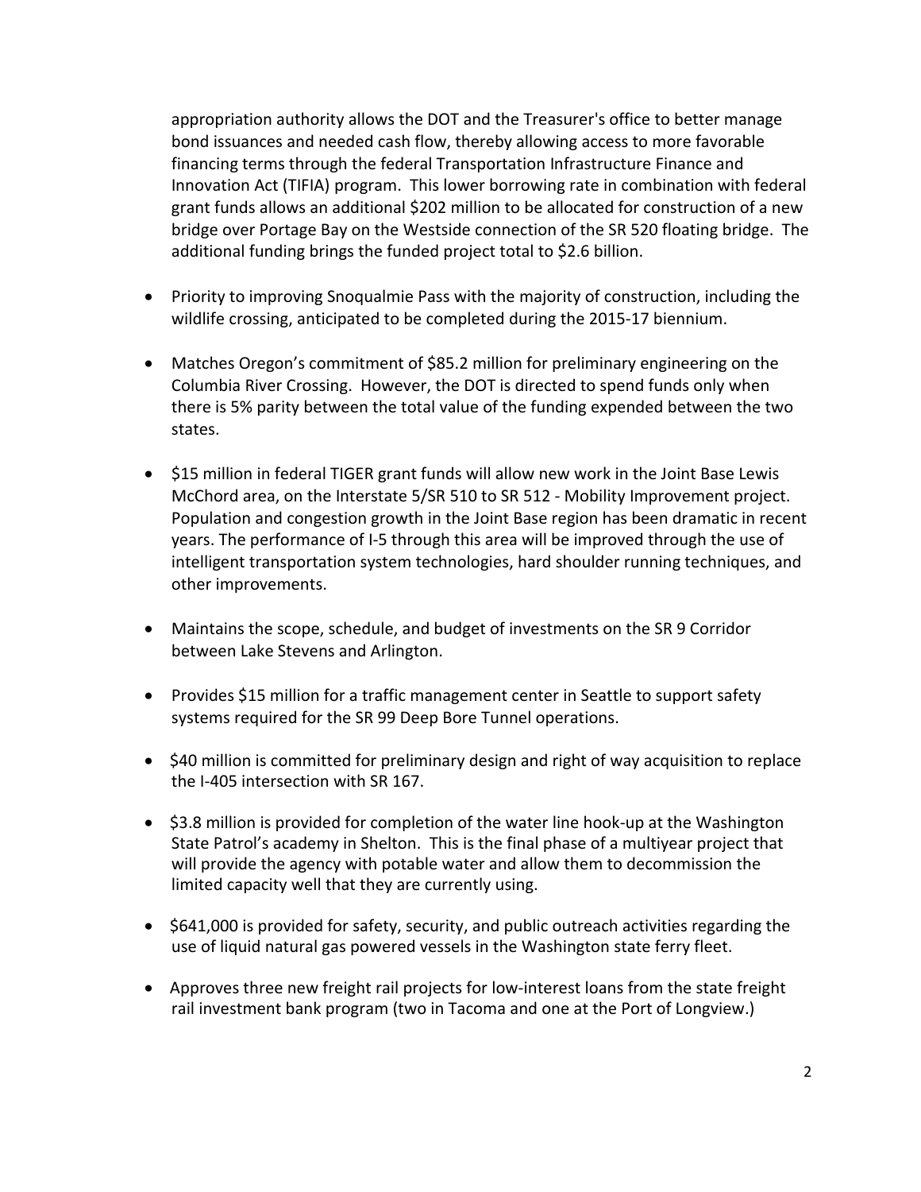appropriation authority allows the DOT and the Treasurer's office to better manage bond issuances and needed cash flow, thereby allowing access to more favorable financing terms through the federal Transportation Infrastructure Finance and Innovation Act (TIFIA) program. This lower borrowing rate in combination with federal grant funds allows an additional $202 million to be allocated for construction of a new bridge over Portage Bay on the Westside connection of the SR 520 floating bridge. The additional funding brings the funded project total to $2.6 billion.

- Priority to improving Snoqualmie Pass with the majority of construction, including the wildlife crossing, anticipated to be completed during the 2015-17 biennium.

- Matches Oregon's commitment of $85.2 million for preliminary engineering on the Columbia River Crossing. However, the DOT is directed to spend funds only when there is 5% parity between the total value of the funding expended between the two states.

- $15 million in federal TIGER grant funds will allow new work in the Joint Base Lewis McChord area, on the Interstate 5/SR 510 to SR 512 - Mobility Improvement project. Population and congestion growth in the Joint Base region has been dramatic in recent years. The performance of I-5 through this area will be improved through the use of intelligent transportation system technologies, hard shoulder running techniques, and other improvements.

- Maintains the scope, schedule, and budget of investments on the SR 9 Corridor between Lake Stevens and Arlington.

- Provides $15 million for a traffic management center in Seattle to support safety systems required for the SR 99 Deep Bore Tunnel operations.

- $40 million is committed for preliminary design and right of way acquisition to replace the I-405 intersection with SR 167.

- $3.8 million is provided for completion of the water line hook-up at the Washington State Patrol's academy in Shelton. This is the final phase of a multiyear project that will provide the agency with potable water and allow them to decommission the limited capacity well that they are currently using.

- $641,000 is provided for safety, security, and public outreach activities regarding the use of liquid natural gas powered vessels in the Washington state ferry fleet.

- Approves three new freight rail projects for low-interest loans from the state freight rail investment bank program (two in Tacoma and one at the Port of Longview.)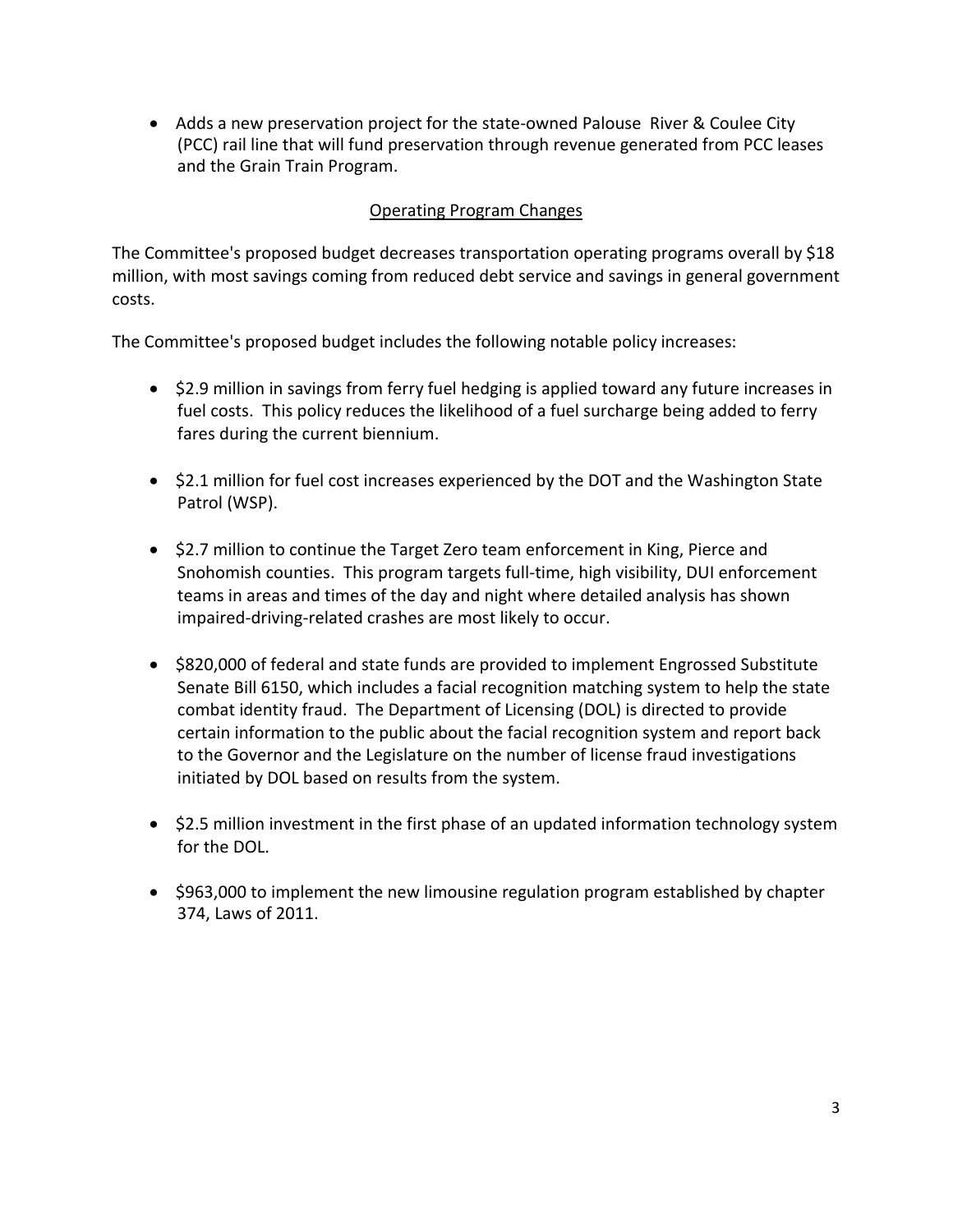- Adds a new preservation project for the state-owned Palouse River & Coulee City (PCC) rail line that will fund preservation through revenue generated from PCC leases and the Grain Train Program.

## Operating Program Changes

The Committee's proposed budget decreases transportation operating programs overall by $18 million, with most savings coming from reduced debt service and savings in general government costs.

The Committee's proposed budget includes the following notable policy increases:

- $2.9 million in savings from ferry fuel hedging is applied toward any future increases in fuel costs. This policy reduces the likelihood of a fuel surcharge being added to ferry fares during the current biennium.

- $2.1 million for fuel cost increases experienced by the DOT and the Washington State Patrol (WSP).

- $2.7 million to continue the Target Zero team enforcement in King, Pierce and Snohomish counties. This program targets full-time, high visibility, DUI enforcement teams in areas and times of the day and night where detailed analysis has shown impaired-driving-related crashes are most likely to occur.

- $820,000 of federal and state funds are provided to implement Engrossed Substitute Senate Bill 6150, which includes a facial recognition matching system to help the state combat identity fraud. The Department of Licensing (DOL) is directed to provide certain information to the public about the facial recognition system and report back to the Governor and the Legislature on the number of license fraud investigations initiated by DOL based on results from the system.

- $2.5 million investment in the first phase of an updated information technology system for the DOL.

- $963,000 to implement the new limousine regulation program established by chapter 374, Laws of 2011.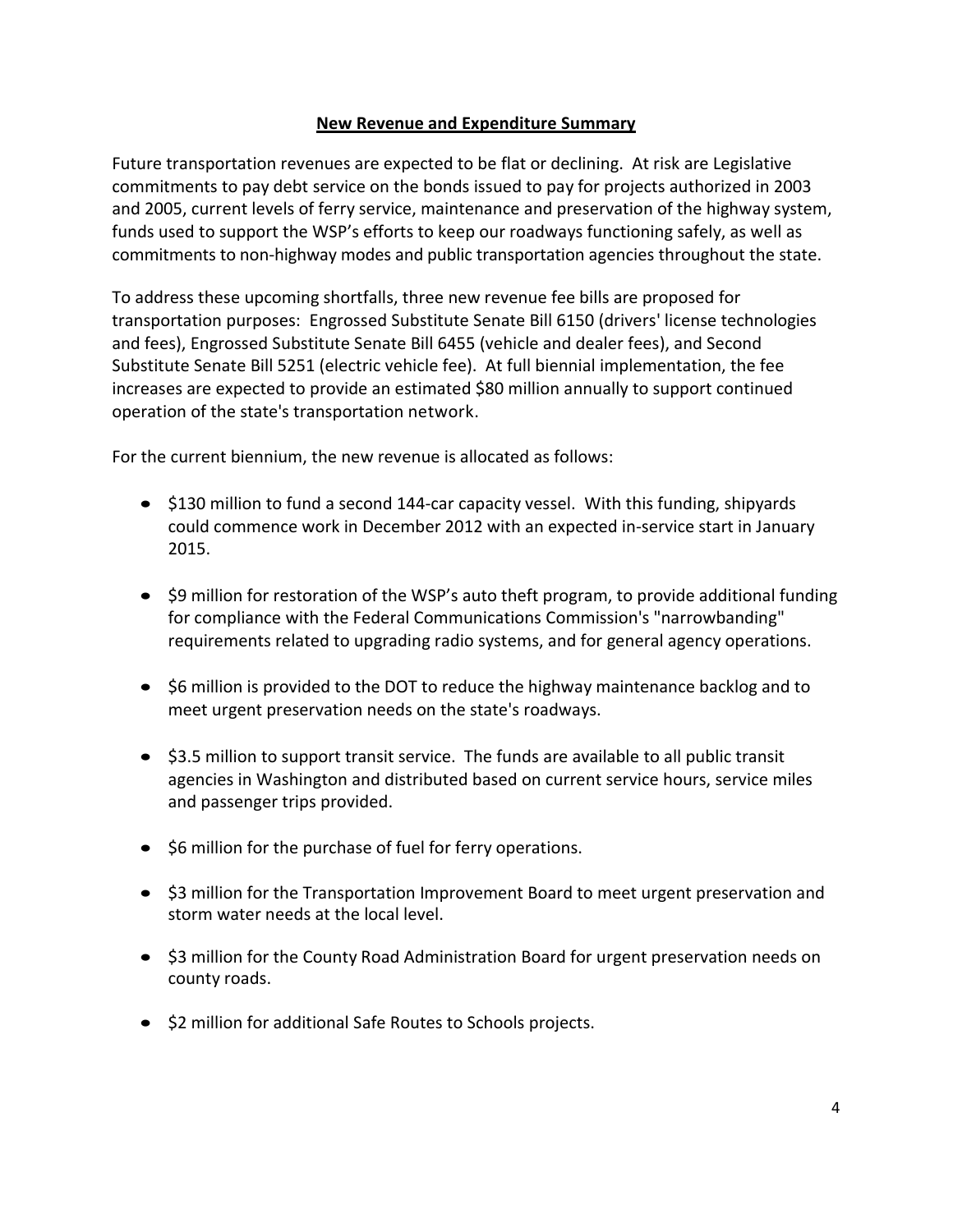## **New Revenue and Expenditure Summary**

Future transportation revenues are expected to be flat or declining. At risk are Legislative commitments to pay debt service on the bonds issued to pay for projects authorized in 2003 and 2005, current levels of ferry service, maintenance and preservation of the highway system, funds used to support the WSP's efforts to keep our roadways functioning safely, as well as commitments to non-highway modes and public transportation agencies throughout the state.

To address these upcoming shortfalls, three new revenue fee bills are proposed for transportation purposes: Engrossed Substitute Senate Bill 6150 (drivers' license technologies and fees), Engrossed Substitute Senate Bill 6455 (vehicle and dealer fees), and Second Substitute Senate Bill 5251 (electric vehicle fee). At full biennial implementation, the fee increases are expected to provide an estimated $80 million annually to support continued operation of the state's transportation network.

For the current biennium, the new revenue is allocated as follows:

- $130 million to fund a second 144-car capacity vessel. With this funding, shipyards could commence work in December 2012 with an expected in-service start in January 2015.
- $9 million for restoration of the WSP's auto theft program, to provide additional funding for compliance with the Federal Communications Commission's "narrowbanding" requirements related to upgrading radio systems, and for general agency operations.
- $6 million is provided to the DOT to reduce the highway maintenance backlog and to meet urgent preservation needs on the state's roadways.
- $3.5 million to support transit service. The funds are available to all public transit agencies in Washington and distributed based on current service hours, service miles and passenger trips provided.
- $6 million for the purchase of fuel for ferry operations.
- $3 million for the Transportation Improvement Board to meet urgent preservation and storm water needs at the local level.
- $3 million for the County Road Administration Board for urgent preservation needs on county roads.
- $2 million for additional Safe Routes to Schools projects.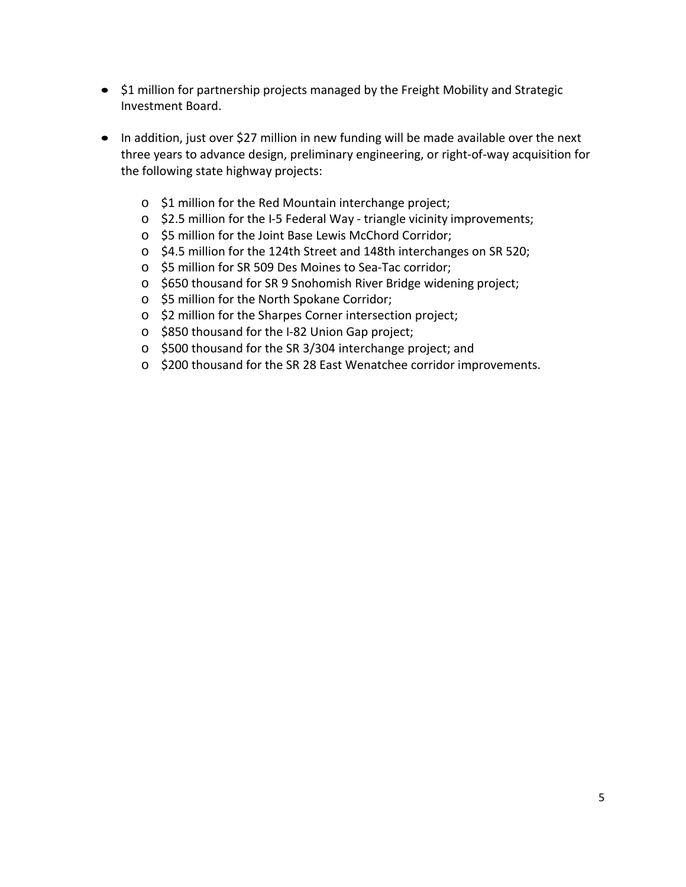- $1 million for partnership projects managed by the Freight Mobility and Strategic Investment Board.

- In addition, just over $27 million in new funding will be made available over the next three years to advance design, preliminary engineering, or right-of-way acquisition for the following state highway projects:

  - $1 million for the Red Mountain interchange project;
  - $2.5 million for the I-5 Federal Way - triangle vicinity improvements;
  - $5 million for the Joint Base Lewis McChord Corridor;
  - $4.5 million for the 124th Street and 148th interchanges on SR 520;
  - $5 million for SR 509 Des Moines to Sea-Tac corridor;
  - $650 thousand for SR 9 Snohomish River Bridge widening project;
  - $5 million for the North Spokane Corridor;
  - $2 million for the Sharpes Corner intersection project;
  - $850 thousand for the I-82 Union Gap project;
  - $500 thousand for the SR 3/304 interchange project; and
  - $200 thousand for the SR 28 East Wenatchee corridor improvements.